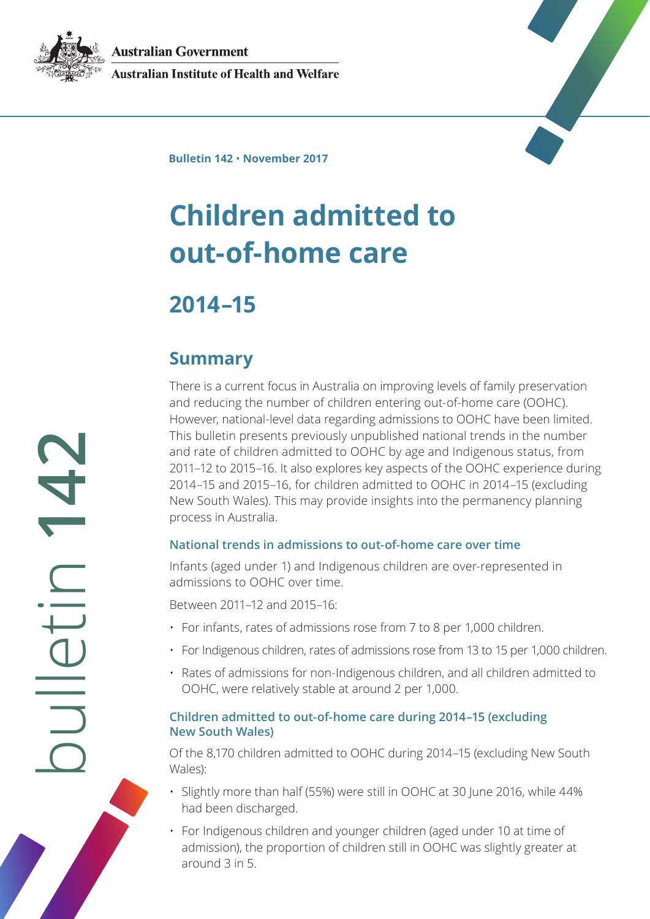Australian Government

Australian Institute of Health and Welfare

Bulletin 142 • November 2017

# Children admitted to out-of-home care

## 2014–15

## Summary

There is a current focus in Australia on improving levels of family preservation and reducing the number of children entering out-of-home care (OOHC). However, national-level data regarding admissions to OOHC have been limited. This bulletin presents previously unpublished national trends in the number and rate of children admitted to OOHC by age and Indigenous status, from 2011–12 to 2015–16. It also explores key aspects of the OOHC experience during 2014–15 and 2015–16, for children admitted to OOHC in 2014–15 (excluding New South Wales). This may provide insights into the permanency planning process in Australia.

### National trends in admissions to out-of-home care over time

Infants (aged under 1) and Indigenous children are over-represented in admissions to OOHC over time.

Between 2011–12 and 2015–16:

- For infants, rates of admissions rose from 7 to 8 per 1,000 children.
- For Indigenous children, rates of admissions rose from 13 to 15 per 1,000 children.
- Rates of admissions for non-Indigenous children, and all children admitted to OOHC, were relatively stable at around 2 per 1,000.

### Children admitted to out-of-home care during 2014–15 (excluding New South Wales)

Of the 8,170 children admitted to OOHC during 2014–15 (excluding New South Wales):

- Slightly more than half (55%) were still in OOHC at 30 June 2016, while 44% had been discharged.
- For Indigenous children and younger children (aged under 10 at time of admission), the proportion of children still in OOHC was slightly greater at around 3 in 5.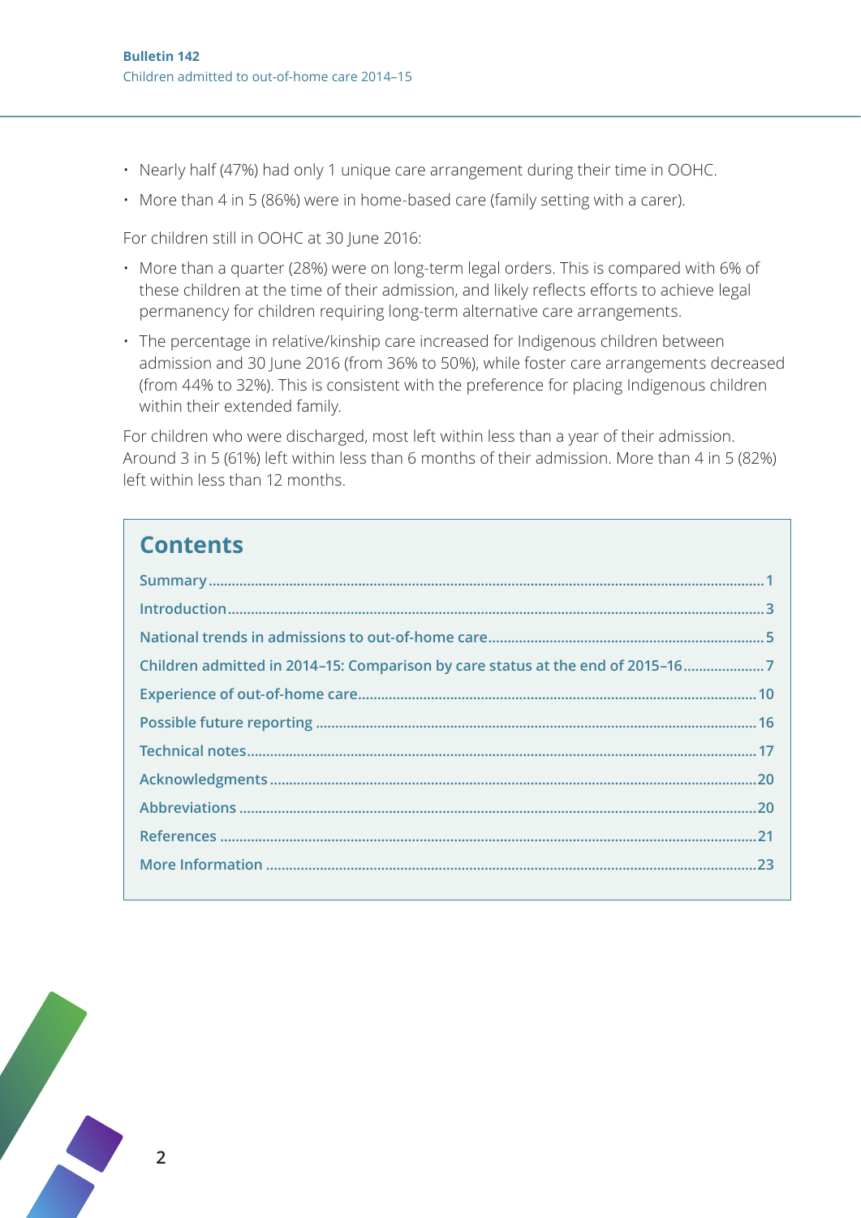- Nearly half (47%) had only 1 unique care arrangement during their time in OOHC.
- More than 4 in 5 (86%) were in home-based care (family setting with a carer).

For children still in OOHC at 30 June 2016:

- More than a quarter (28%) were on long-term legal orders. This is compared with 6% of these children at the time of their admission, and likely reflects efforts to achieve legal permanency for children requiring long-term alternative care arrangements.
- The percentage in relative/kinship care increased for Indigenous children between admission and 30 June 2016 (from 36% to 50%), while foster care arrangements decreased (from 44% to 32%). This is consistent with the preference for placing Indigenous children within their extended family.

For children who were discharged, most left within less than a year of their admission. Around 3 in 5 (61%) left within less than 6 months of their admission. More than 4 in 5 (82%) left within less than 12 months.

## Contents

- Summary ........ 1
- Introduction ........ 3
- National trends in admissions to out-of-home care ........ 5
- Children admitted in 2014–15: Comparison by care status at the end of 2015–16 ........ 7
- Experience of out-of-home care ........ 10
- Possible future reporting ........ 16
- Technical notes ........ 17
- Acknowledgments ........ 20
- Abbreviations ........ 20
- References ........ 21
- More Information ........ 23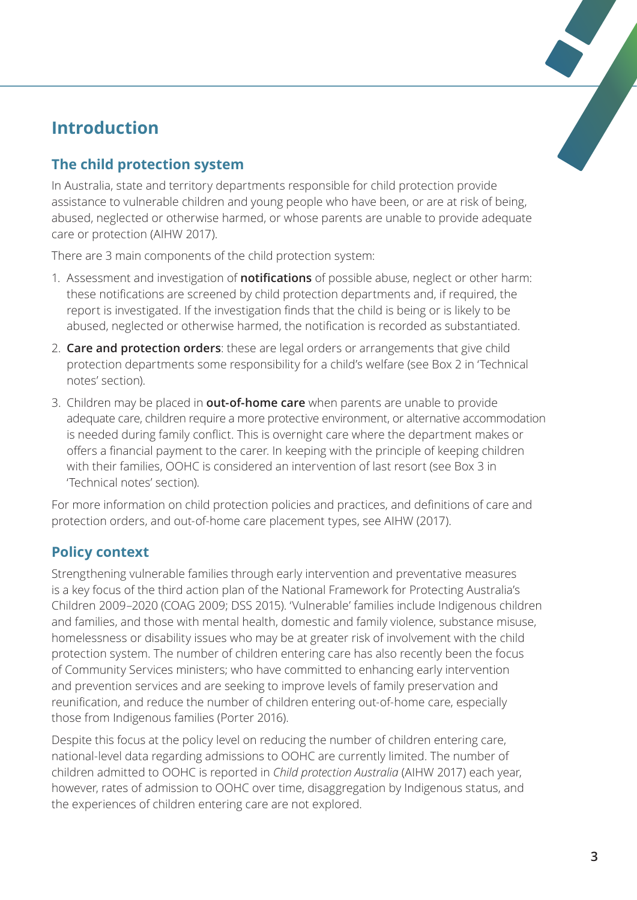## Introduction

### The child protection system

In Australia, state and territory departments responsible for child protection provide assistance to vulnerable children and young people who have been, or are at risk of being, abused, neglected or otherwise harmed, or whose parents are unable to provide adequate care or protection (AIHW 2017).

There are 3 main components of the child protection system:

1. Assessment and investigation of **notifications** of possible abuse, neglect or other harm: these notifications are screened by child protection departments and, if required, the report is investigated. If the investigation finds that the child is being or is likely to be abused, neglected or otherwise harmed, the notification is recorded as substantiated.
2. **Care and protection orders**: these are legal orders or arrangements that give child protection departments some responsibility for a child's welfare (see Box 2 in 'Technical notes' section).
3. Children may be placed in **out-of-home care** when parents are unable to provide adequate care, children require a more protective environment, or alternative accommodation is needed during family conflict. This is overnight care where the department makes or offers a financial payment to the carer. In keeping with the principle of keeping children with their families, OOHC is considered an intervention of last resort (see Box 3 in 'Technical notes' section).

For more information on child protection policies and practices, and definitions of care and protection orders, and out-of-home care placement types, see AIHW (2017).

### Policy context

Strengthening vulnerable families through early intervention and preventative measures is a key focus of the third action plan of the National Framework for Protecting Australia's Children 2009–2020 (COAG 2009; DSS 2015). 'Vulnerable' families include Indigenous children and families, and those with mental health, domestic and family violence, substance misuse, homelessness or disability issues who may be at greater risk of involvement with the child protection system. The number of children entering care has also recently been the focus of Community Services ministers; who have committed to enhancing early intervention and prevention services and are seeking to improve levels of family preservation and reunification, and reduce the number of children entering out-of-home care, especially those from Indigenous families (Porter 2016).

Despite this focus at the policy level on reducing the number of children entering care, national-level data regarding admissions to OOHC are currently limited. The number of children admitted to OOHC is reported in *Child protection Australia* (AIHW 2017) each year, however, rates of admission to OOHC over time, disaggregation by Indigenous status, and the experiences of children entering care are not explored.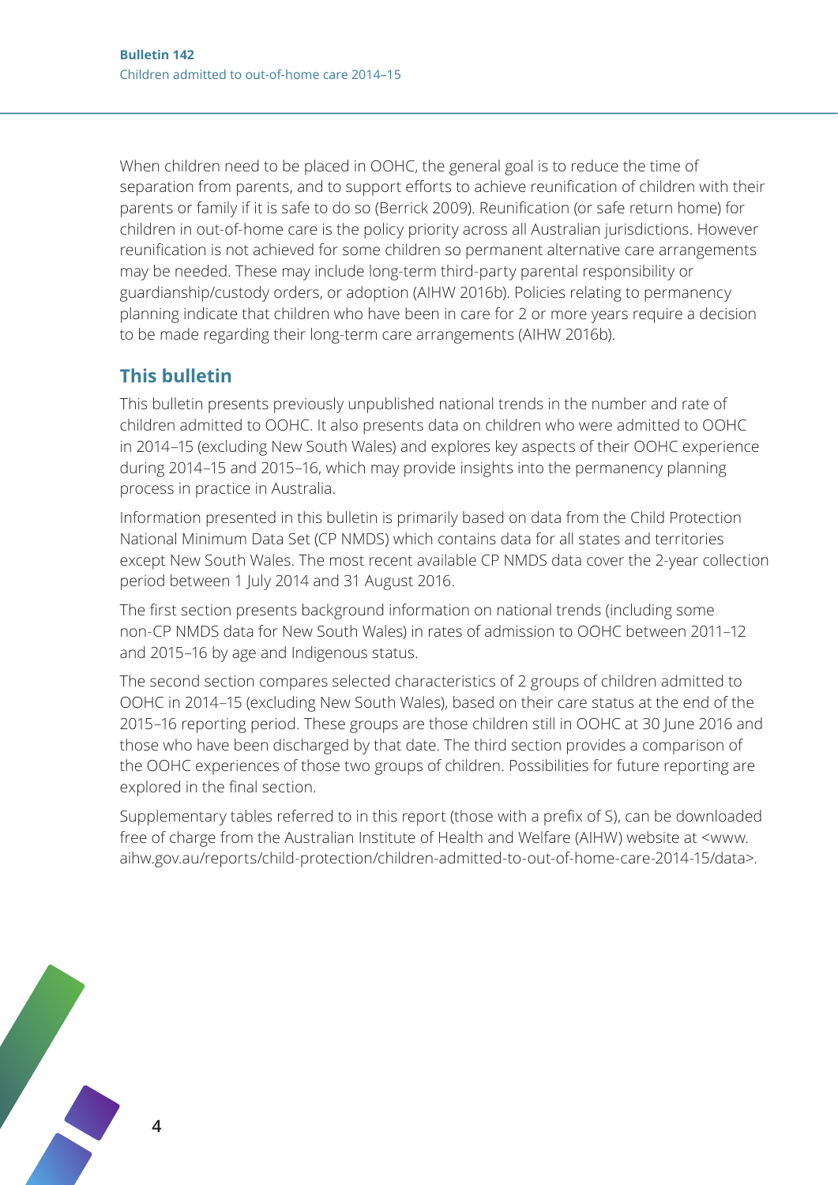When children need to be placed in OOHC, the general goal is to reduce the time of separation from parents, and to support efforts to achieve reunification of children with their parents or family if it is safe to do so (Berrick 2009). Reunification (or safe return home) for children in out-of-home care is the policy priority across all Australian jurisdictions. However reunification is not achieved for some children so permanent alternative care arrangements may be needed. These may include long-term third-party parental responsibility or guardianship/custody orders, or adoption (AIHW 2016b). Policies relating to permanency planning indicate that children who have been in care for 2 or more years require a decision to be made regarding their long-term care arrangements (AIHW 2016b).

## This bulletin

This bulletin presents previously unpublished national trends in the number and rate of children admitted to OOHC. It also presents data on children who were admitted to OOHC in 2014–15 (excluding New South Wales) and explores key aspects of their OOHC experience during 2014–15 and 2015–16, which may provide insights into the permanency planning process in practice in Australia.

Information presented in this bulletin is primarily based on data from the Child Protection National Minimum Data Set (CP NMDS) which contains data for all states and territories except New South Wales. The most recent available CP NMDS data cover the 2-year collection period between 1 July 2014 and 31 August 2016.

The first section presents background information on national trends (including some non-CP NMDS data for New South Wales) in rates of admission to OOHC between 2011–12 and 2015–16 by age and Indigenous status.

The second section compares selected characteristics of 2 groups of children admitted to OOHC in 2014–15 (excluding New South Wales), based on their care status at the end of the 2015–16 reporting period. These groups are those children still in OOHC at 30 June 2016 and those who have been discharged by that date. The third section provides a comparison of the OOHC experiences of those two groups of children. Possibilities for future reporting are explored in the final section.

Supplementary tables referred to in this report (those with a prefix of S), can be downloaded free of charge from the Australian Institute of Health and Welfare (AIHW) website at <www.aihw.gov.au/reports/child-protection/children-admitted-to-out-of-home-care-2014-15/data>.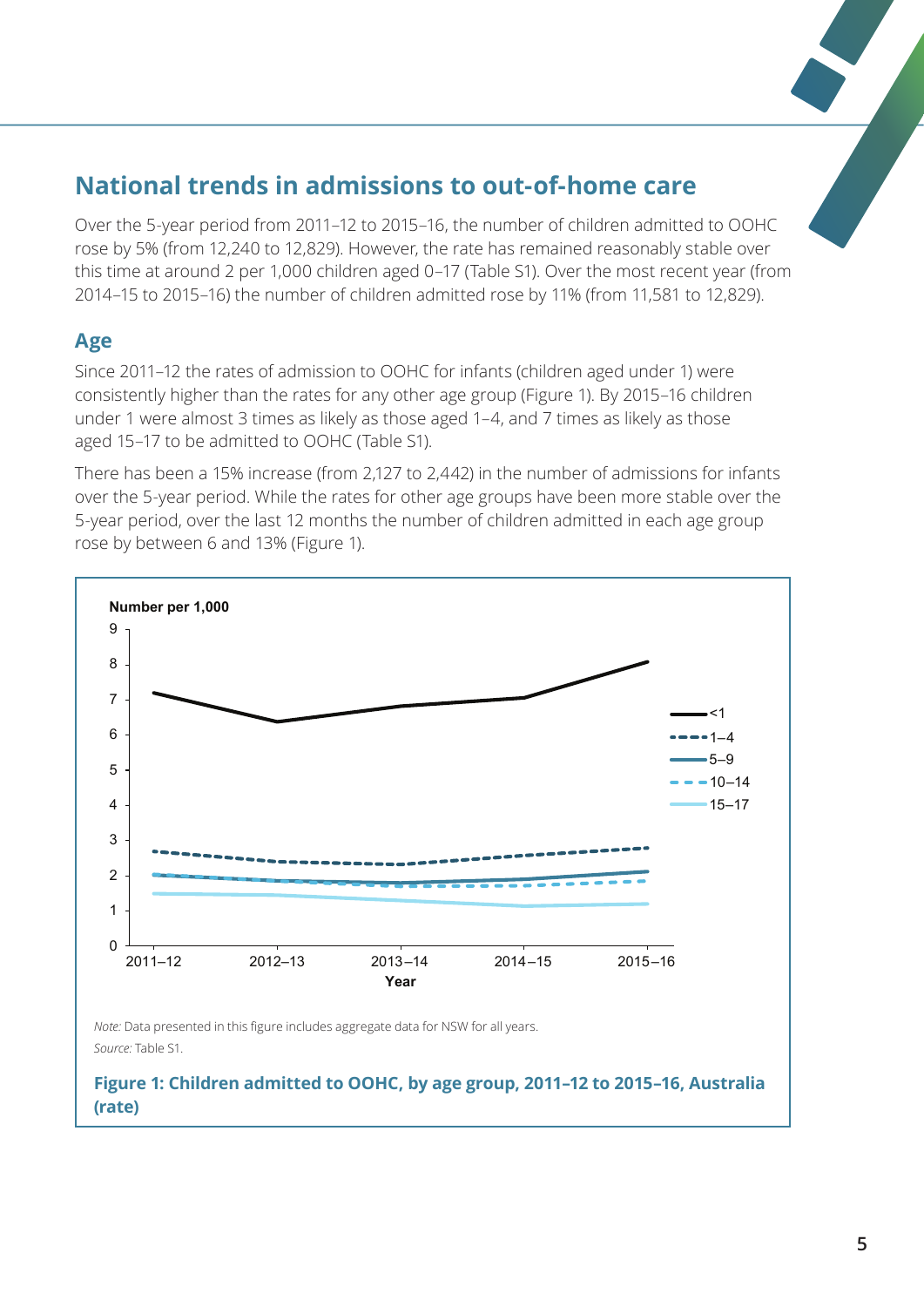## National trends in admissions to out-of-home care

Over the 5-year period from 2011–12 to 2015–16, the number of children admitted to OOHC rose by 5% (from 12,240 to 12,829). However, the rate has remained reasonably stable over this time at around 2 per 1,000 children aged 0–17 (Table S1). Over the most recent year (from 2014–15 to 2015–16) the number of children admitted rose by 11% (from 11,581 to 12,829).

### Age

Since 2011–12 the rates of admission to OOHC for infants (children aged under 1) were consistently higher than the rates for any other age group (Figure 1). By 2015–16 children under 1 were almost 3 times as likely as those aged 1–4, and 7 times as likely as those aged 15–17 to be admitted to OOHC (Table S1).

There has been a 15% increase (from 2,127 to 2,442) in the number of admissions for infants over the 5-year period. While the rates for other age groups have been more stable over the 5-year period, over the last 12 months the number of children admitted in each age group rose by between 6 and 13% (Figure 1).

*Note:* Data presented in this figure includes aggregate data for NSW for all years.

*Source:* Table S1.

**Figure 1: Children admitted to OOHC, by age group, 2011–12 to 2015–16, Australia (rate)**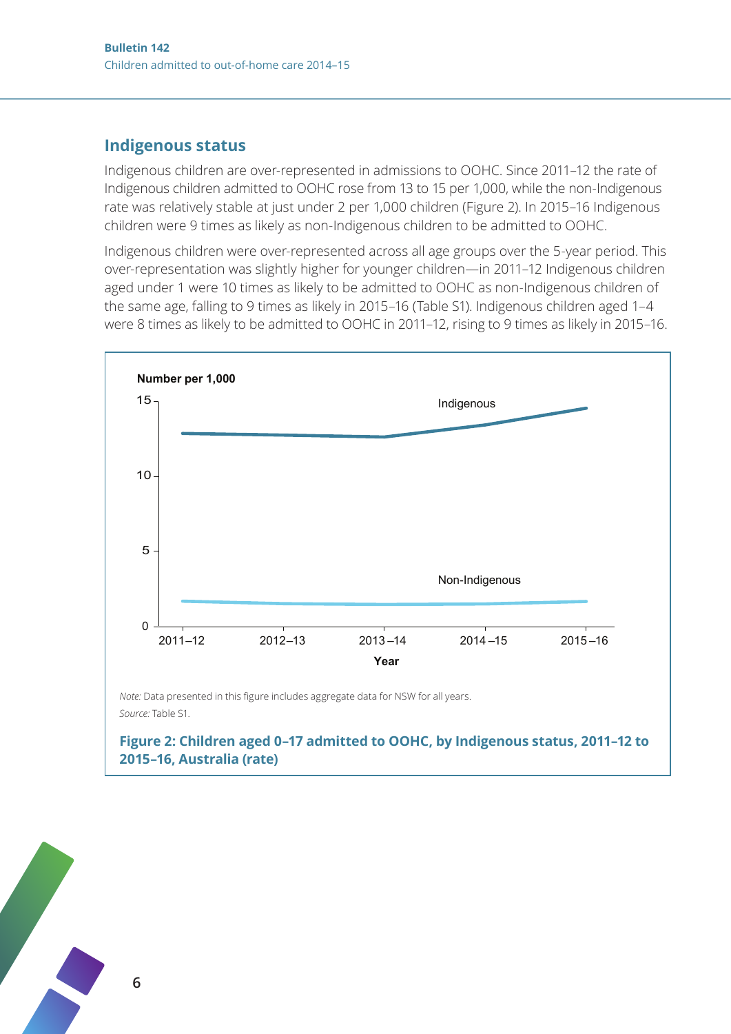## Indigenous status

Indigenous children are over-represented in admissions to OOHC. Since 2011–12 the rate of Indigenous children admitted to OOHC rose from 13 to 15 per 1,000, while the non-Indigenous rate was relatively stable at just under 2 per 1,000 children (Figure 2). In 2015–16 Indigenous children were 9 times as likely as non-Indigenous children to be admitted to OOHC.

Indigenous children were over-represented across all age groups over the 5-year period. This over-representation was slightly higher for younger children—in 2011–12 Indigenous children aged under 1 were 10 times as likely to be admitted to OOHC as non-Indigenous children of the same age, falling to 9 times as likely in 2015–16 (Table S1). Indigenous children aged 1–4 were 8 times as likely to be admitted to OOHC in 2011–12, rising to 9 times as likely in 2015–16.

*Note:* Data presented in this figure includes aggregate data for NSW for all years.

*Source:* Table S1.

**Figure 2: Children aged 0–17 admitted to OOHC, by Indigenous status, 2011–12 to 2015–16, Australia (rate)**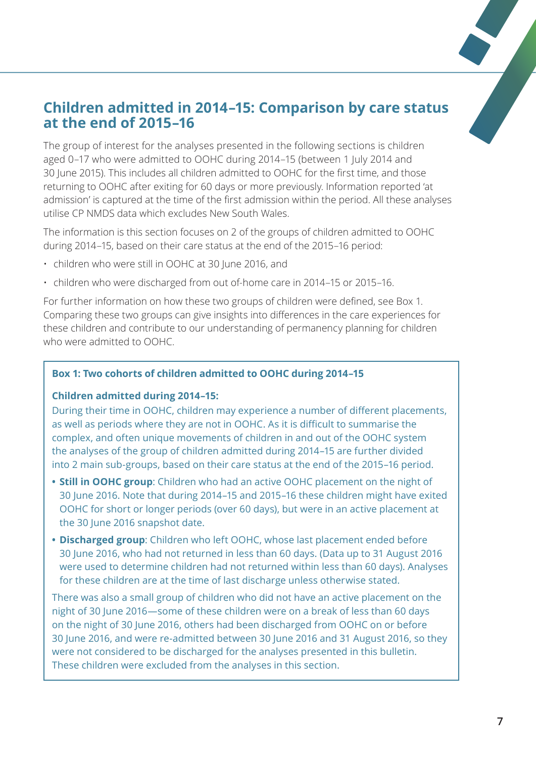## Children admitted in 2014–15: Comparison by care status at the end of 2015–16

The group of interest for the analyses presented in the following sections is children aged 0–17 who were admitted to OOHC during 2014–15 (between 1 July 2014 and 30 June 2015). This includes all children admitted to OOHC for the first time, and those returning to OOHC after exiting for 60 days or more previously. Information reported 'at admission' is captured at the time of the first admission within the period. All these analyses utilise CP NMDS data which excludes New South Wales.

The information is this section focuses on 2 of the groups of children admitted to OOHC during 2014–15, based on their care status at the end of the 2015–16 period:

- children who were still in OOHC at 30 June 2016, and
- children who were discharged from out of-home care in 2014–15 or 2015–16.

For further information on how these two groups of children were defined, see Box 1. Comparing these two groups can give insights into differences in the care experiences for these children and contribute to our understanding of permanency planning for children who were admitted to OOHC.

**Box 1: Two cohorts of children admitted to OOHC during 2014–15**

**Children admitted during 2014–15:**

During their time in OOHC, children may experience a number of different placements, as well as periods where they are not in OOHC. As it is difficult to summarise the complex, and often unique movements of children in and out of the OOHC system the analyses of the group of children admitted during 2014–15 are further divided into 2 main sub-groups, based on their care status at the end of the 2015–16 period.

- **Still in OOHC group**: Children who had an active OOHC placement on the night of 30 June 2016. Note that during 2014–15 and 2015–16 these children might have exited OOHC for short or longer periods (over 60 days), but were in an active placement at the 30 June 2016 snapshot date.
- **Discharged group**: Children who left OOHC, whose last placement ended before 30 June 2016, who had not returned in less than 60 days. (Data up to 31 August 2016 were used to determine children had not returned within less than 60 days). Analyses for these children are at the time of last discharge unless otherwise stated.

There was also a small group of children who did not have an active placement on the night of 30 June 2016—some of these children were on a break of less than 60 days on the night of 30 June 2016, others had been discharged from OOHC on or before 30 June 2016, and were re-admitted between 30 June 2016 and 31 August 2016, so they were not considered to be discharged for the analyses presented in this bulletin. These children were excluded from the analyses in this section.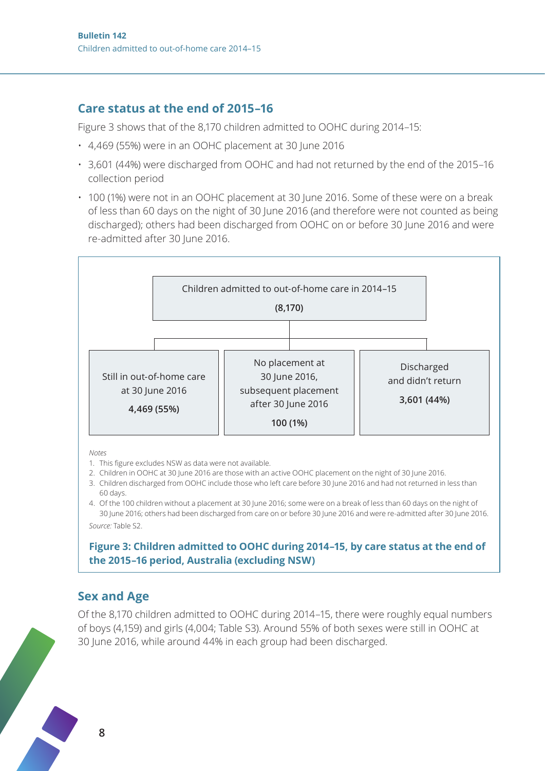## Care status at the end of 2015–16

Figure 3 shows that of the 8,170 children admitted to OOHC during 2014–15:

- 4,469 (55%) were in an OOHC placement at 30 June 2016
- 3,601 (44%) were discharged from OOHC and had not returned by the end of the 2015–16 collection period
- 100 (1%) were not in an OOHC placement at 30 June 2016. Some of these were on a break of less than 60 days on the night of 30 June 2016 (and therefore were not counted as being discharged); others had been discharged from OOHC on or before 30 June 2016 and were re-admitted after 30 June 2016.

Children admitted to out-of-home care in 2014–15

**(8,170)**

| Still in out-of-home care at 30 June 2016 | No placement at 30 June 2016, subsequent placement after 30 June 2016 | Discharged and didn't return |
|---|---|---|
| **4,469 (55%)** | **100 (1%)** | **3,601 (44%)** |

*Notes*

1. This figure excludes NSW as data were not available.
2. Children in OOHC at 30 June 2016 are those with an active OOHC placement on the night of 30 June 2016.
3. Children discharged from OOHC include those who left care before 30 June 2016 and had not returned in less than 60 days.
4. Of the 100 children without a placement at 30 June 2016; some were on a break of less than 60 days on the night of 30 June 2016; others had been discharged from care on or before 30 June 2016 and were re-admitted after 30 June 2016.

*Source:* Table S2.

**Figure 3: Children admitted to OOHC during 2014–15, by care status at the end of the 2015–16 period, Australia (excluding NSW)**

## Sex and Age

Of the 8,170 children admitted to OOHC during 2014–15, there were roughly equal numbers of boys (4,159) and girls (4,004; Table S3). Around 55% of both sexes were still in OOHC at 30 June 2016, while around 44% in each group had been discharged.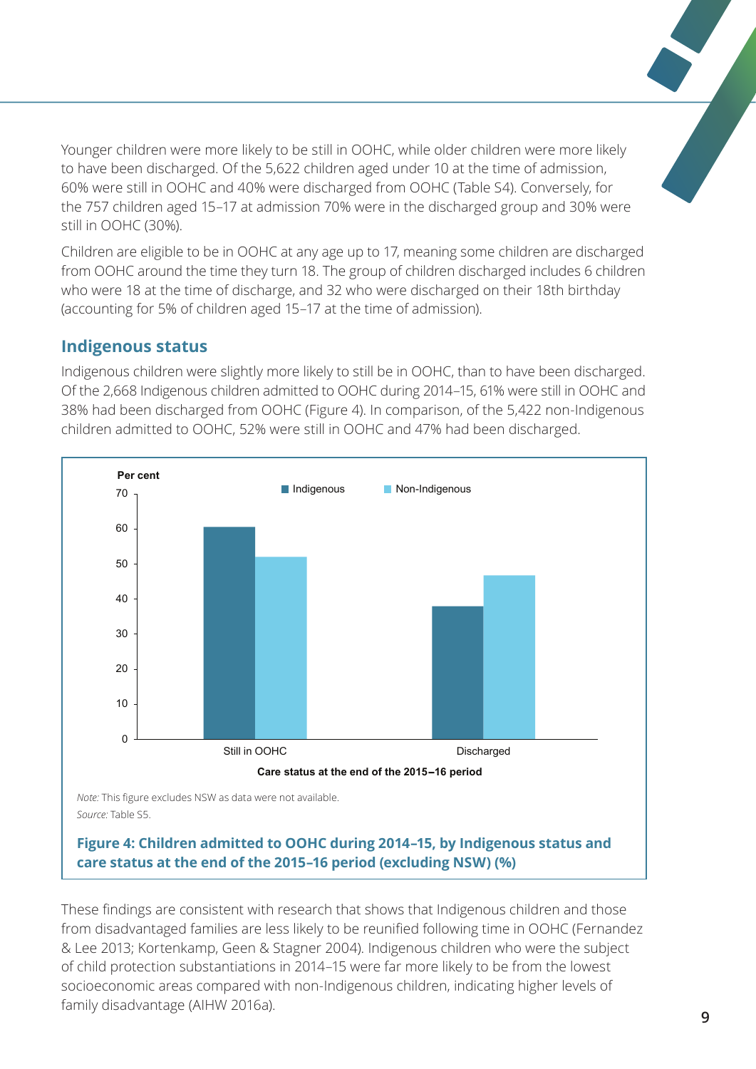Younger children were more likely to be still in OOHC, while older children were more likely to have been discharged. Of the 5,622 children aged under 10 at the time of admission, 60% were still in OOHC and 40% were discharged from OOHC (Table S4). Conversely, for the 757 children aged 15–17 at admission 70% were in the discharged group and 30% were still in OOHC (30%).

Children are eligible to be in OOHC at any age up to 17, meaning some children are discharged from OOHC around the time they turn 18. The group of children discharged includes 6 children who were 18 at the time of discharge, and 32 who were discharged on their 18th birthday (accounting for 5% of children aged 15–17 at the time of admission).

## Indigenous status

Indigenous children were slightly more likely to still be in OOHC, than to have been discharged. Of the 2,668 Indigenous children admitted to OOHC during 2014–15, 61% were still in OOHC and 38% had been discharged from OOHC (Figure 4). In comparison, of the 5,422 non-Indigenous children admitted to OOHC, 52% were still in OOHC and 47% had been discharged.

*Note:* This figure excludes NSW as data were not available.
*Source:* Table S5.

**Figure 4: Children admitted to OOHC during 2014–15, by Indigenous status and care status at the end of the 2015–16 period (excluding NSW) (%)**

These findings are consistent with research that shows that Indigenous children and those from disadvantaged families are less likely to be reunified following time in OOHC (Fernandez & Lee 2013; Kortenkamp, Geen & Stagner 2004). Indigenous children who were the subject of child protection substantiations in 2014–15 were far more likely to be from the lowest socioeconomic areas compared with non-Indigenous children, indicating higher levels of family disadvantage (AIHW 2016a).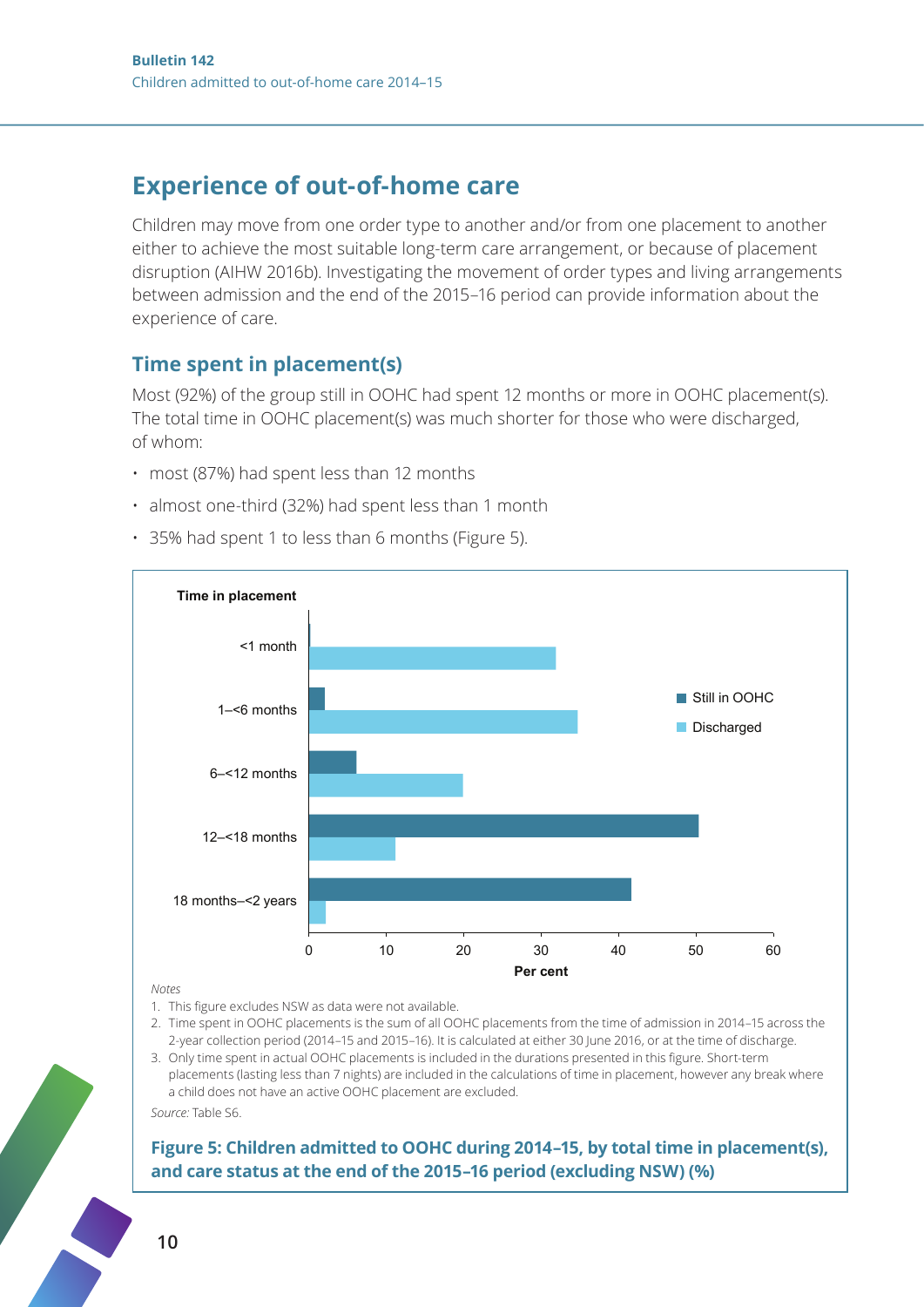## Experience of out-of-home care

Children may move from one order type to another and/or from one placement to another either to achieve the most suitable long-term care arrangement, or because of placement disruption (AIHW 2016b). Investigating the movement of order types and living arrangements between admission and the end of the 2015–16 period can provide information about the experience of care.

### Time spent in placement(s)

Most (92%) of the group still in OOHC had spent 12 months or more in OOHC placement(s). The total time in OOHC placement(s) was much shorter for those who were discharged, of whom:

- most (87%) had spent less than 12 months
- almost one-third (32%) had spent less than 1 month
- 35% had spent 1 to less than 6 months (Figure 5).

*Notes*

1. This figure excludes NSW as data were not available.
2. Time spent in OOHC placements is the sum of all OOHC placements from the time of admission in 2014–15 across the 2-year collection period (2014–15 and 2015–16). It is calculated at either 30 June 2016, or at the time of discharge.
3. Only time spent in actual OOHC placements is included in the durations presented in this figure. Short-term placements (lasting less than 7 nights) are included in the calculations of time in placement, however any break where a child does not have an active OOHC placement are excluded.

*Source:* Table S6.

**Figure 5: Children admitted to OOHC during 2014–15, by total time in placement(s), and care status at the end of the 2015–16 period (excluding NSW) (%)**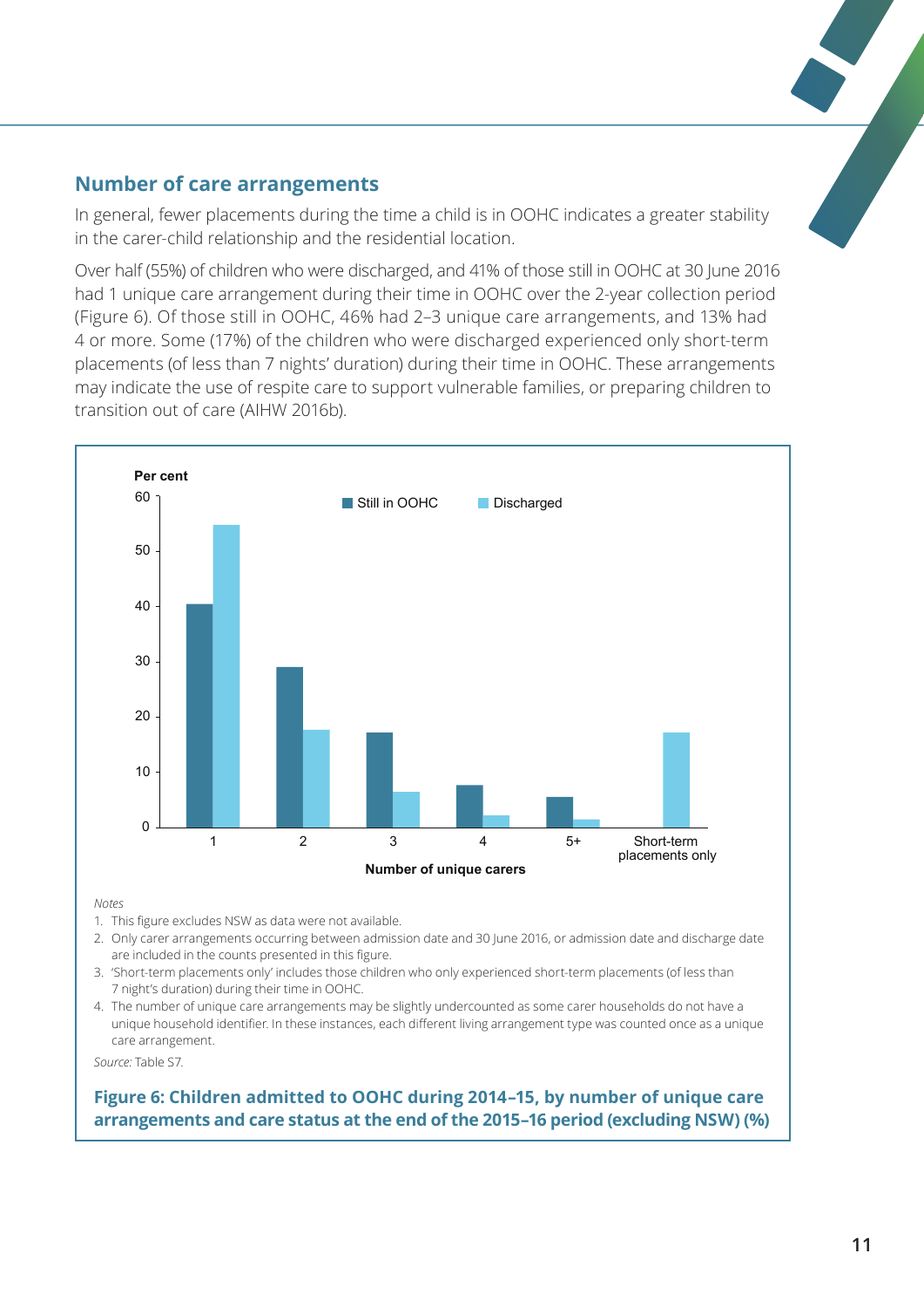## Number of care arrangements

In general, fewer placements during the time a child is in OOHC indicates a greater stability in the carer-child relationship and the residential location.

Over half (55%) of children who were discharged, and 41% of those still in OOHC at 30 June 2016 had 1 unique care arrangement during their time in OOHC over the 2-year collection period (Figure 6). Of those still in OOHC, 46% had 2–3 unique care arrangements, and 13% had 4 or more. Some (17%) of the children who were discharged experienced only short-term placements (of less than 7 nights' duration) during their time in OOHC. These arrangements may indicate the use of respite care to support vulnerable families, or preparing children to transition out of care (AIHW 2016b).

*Notes*

1. This figure excludes NSW as data were not available.
2. Only carer arrangements occurring between admission date and 30 June 2016, or admission date and discharge date are included in the counts presented in this figure.
3. 'Short-term placements only' includes those children who only experienced short-term placements (of less than 7 night's duration) during their time in OOHC.
4. The number of unique care arrangements may be slightly undercounted as some carer households do not have a unique household identifier. In these instances, each different living arrangement type was counted once as a unique care arrangement.

*Source:* Table S7.

**Figure 6: Children admitted to OOHC during 2014–15, by number of unique care arrangements and care status at the end of the 2015–16 period (excluding NSW) (%)**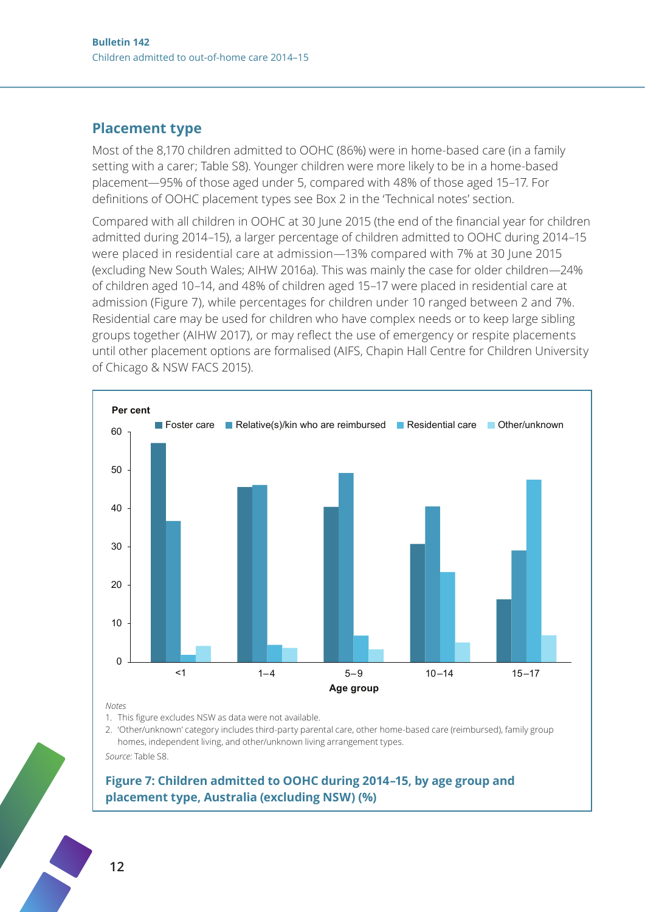## Placement type

Most of the 8,170 children admitted to OOHC (86%) were in home-based care (in a family setting with a carer; Table S8). Younger children were more likely to be in a home-based placement—95% of those aged under 5, compared with 48% of those aged 15–17. For definitions of OOHC placement types see Box 2 in the 'Technical notes' section.

Compared with all children in OOHC at 30 June 2015 (the end of the financial year for children admitted during 2014–15), a larger percentage of children admitted to OOHC during 2014–15 were placed in residential care at admission—13% compared with 7% at 30 June 2015 (excluding New South Wales; AIHW 2016a). This was mainly the case for older children—24% of children aged 10–14, and 48% of children aged 15–17 were placed in residential care at admission (Figure 7), while percentages for children under 10 ranged between 2 and 7%. Residential care may be used for children who have complex needs or to keep large sibling groups together (AIHW 2017), or may reflect the use of emergency or respite placements until other placement options are formalised (AIFS, Chapin Hall Centre for Children University of Chicago & NSW FACS 2015).

*Notes*

1. This figure excludes NSW as data were not available.
2. 'Other/unknown' category includes third-party parental care, other home-based care (reimbursed), family group homes, independent living, and other/unknown living arrangement types.

*Source:* Table S8.

**Figure 7: Children admitted to OOHC during 2014–15, by age group and placement type, Australia (excluding NSW) (%)**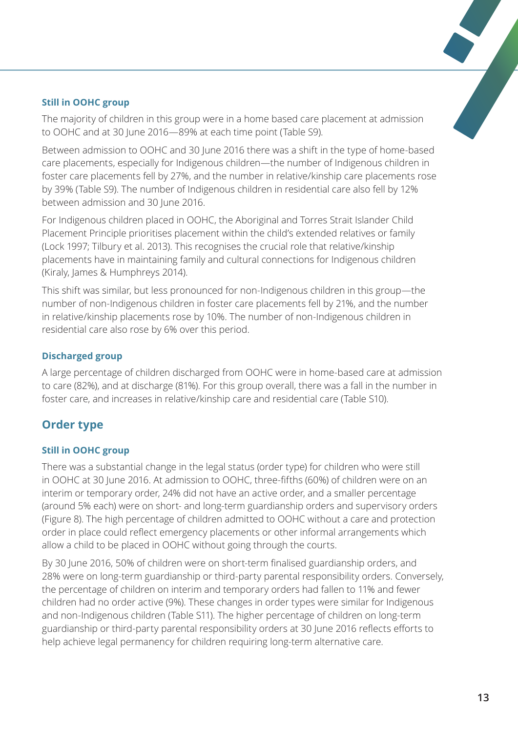#### Still in OOHC group

The majority of children in this group were in a home based care placement at admission to OOHC and at 30 June 2016—89% at each time point (Table S9).

Between admission to OOHC and 30 June 2016 there was a shift in the type of home-based care placements, especially for Indigenous children—the number of Indigenous children in foster care placements fell by 27%, and the number in relative/kinship care placements rose by 39% (Table S9). The number of Indigenous children in residential care also fell by 12% between admission and 30 June 2016.

For Indigenous children placed in OOHC, the Aboriginal and Torres Strait Islander Child Placement Principle prioritises placement within the child's extended relatives or family (Lock 1997; Tilbury et al. 2013). This recognises the crucial role that relative/kinship placements have in maintaining family and cultural connections for Indigenous children (Kiraly, James & Humphreys 2014).

This shift was similar, but less pronounced for non-Indigenous children in this group—the number of non-Indigenous children in foster care placements fell by 21%, and the number in relative/kinship placements rose by 10%. The number of non-Indigenous children in residential care also rose by 6% over this period.

#### Discharged group

A large percentage of children discharged from OOHC were in home-based care at admission to care (82%), and at discharge (81%). For this group overall, there was a fall in the number in foster care, and increases in relative/kinship care and residential care (Table S10).

### Order type

#### Still in OOHC group

There was a substantial change in the legal status (order type) for children who were still in OOHC at 30 June 2016. At admission to OOHC, three-fifths (60%) of children were on an interim or temporary order, 24% did not have an active order, and a smaller percentage (around 5% each) were on short- and long-term guardianship orders and supervisory orders (Figure 8). The high percentage of children admitted to OOHC without a care and protection order in place could reflect emergency placements or other informal arrangements which allow a child to be placed in OOHC without going through the courts.

By 30 June 2016, 50% of children were on short-term finalised guardianship orders, and 28% were on long-term guardianship or third-party parental responsibility orders. Conversely, the percentage of children on interim and temporary orders had fallen to 11% and fewer children had no order active (9%). These changes in order types were similar for Indigenous and non-Indigenous children (Table S11). The higher percentage of children on long-term guardianship or third-party parental responsibility orders at 30 June 2016 reflects efforts to help achieve legal permanency for children requiring long-term alternative care.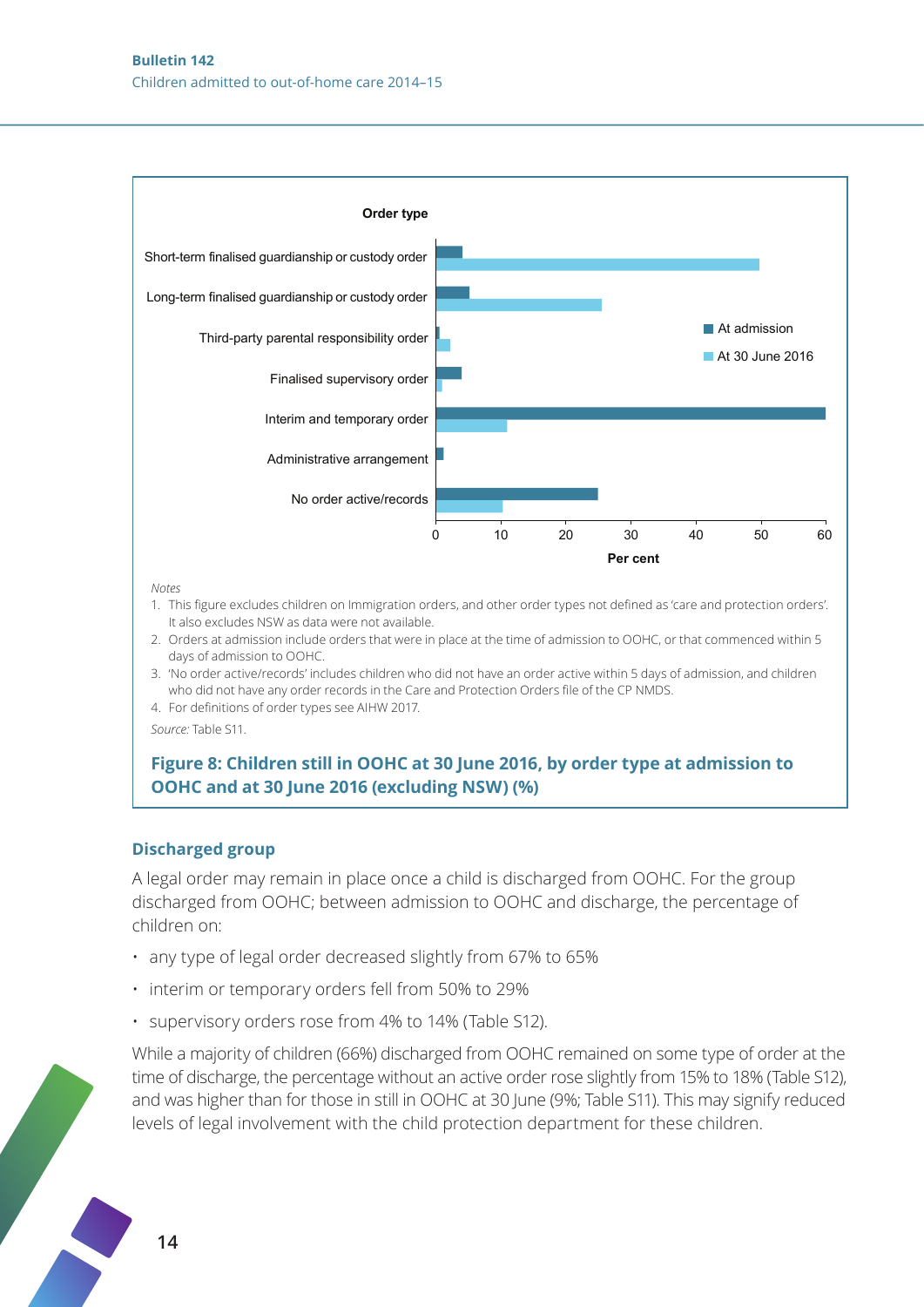Order type

| Order type | At admission | At 30 June 2016 |
|---|---|---|
| Short-term finalised guardianship or custody order | | |
| Long-term finalised guardianship or custody order | | |
| Third-party parental responsibility order | | |
| Finalised supervisory order | | |
| Interim and temporary order | | |
| Administrative arrangement | | |
| No order active/records | | |

Per cent

*Notes*

1. This figure excludes children on Immigration orders, and other order types not defined as 'care and protection orders'. It also excludes NSW as data were not available.
2. Orders at admission include orders that were in place at the time of admission to OOHC, or that commenced within 5 days of admission to OOHC.
3. 'No order active/records' includes children who did not have an order active within 5 days of admission, and children who did not have any order records in the Care and Protection Orders file of the CP NMDS.
4. For definitions of order types see AIHW 2017.

*Source:* Table S11.

**Figure 8: Children still in OOHC at 30 June 2016, by order type at admission to OOHC and at 30 June 2016 (excluding NSW) (%)**

### Discharged group

A legal order may remain in place once a child is discharged from OOHC. For the group discharged from OOHC; between admission to OOHC and discharge, the percentage of children on:

- any type of legal order decreased slightly from 67% to 65%
- interim or temporary orders fell from 50% to 29%
- supervisory orders rose from 4% to 14% (Table S12).

While a majority of children (66%) discharged from OOHC remained on some type of order at the time of discharge, the percentage without an active order rose slightly from 15% to 18% (Table S12), and was higher than for those in still in OOHC at 30 June (9%; Table S11). This may signify reduced levels of legal involvement with the child protection department for these children.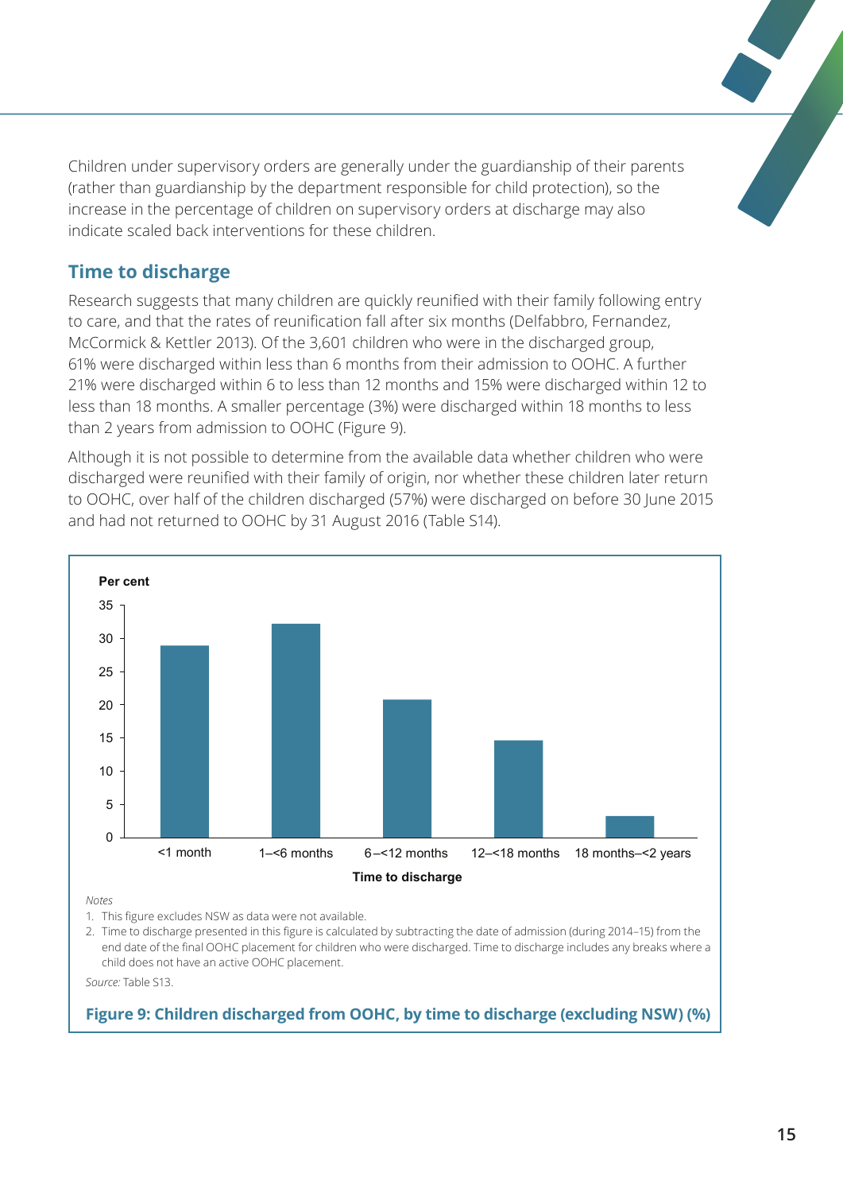Children under supervisory orders are generally under the guardianship of their parents (rather than guardianship by the department responsible for child protection), so the increase in the percentage of children on supervisory orders at discharge may also indicate scaled back interventions for these children.

## Time to discharge

Research suggests that many children are quickly reunified with their family following entry to care, and that the rates of reunification fall after six months (Delfabbro, Fernandez, McCormick & Kettler 2013). Of the 3,601 children who were in the discharged group, 61% were discharged within less than 6 months from their admission to OOHC. A further 21% were discharged within 6 to less than 12 months and 15% were discharged within 12 to less than 18 months. A smaller percentage (3%) were discharged within 18 months to less than 2 years from admission to OOHC (Figure 9).

Although it is not possible to determine from the available data whether children who were discharged were reunified with their family of origin, nor whether these children later return to OOHC, over half of the children discharged (57%) were discharged on before 30 June 2015 and had not returned to OOHC by 31 August 2016 (Table S14).

*Notes*

1. This figure excludes NSW as data were not available.
2. Time to discharge presented in this figure is calculated by subtracting the date of admission (during 2014–15) from the end date of the final OOHC placement for children who were discharged. Time to discharge includes any breaks where a child does not have an active OOHC placement.

*Source:* Table S13.

**Figure 9: Children discharged from OOHC, by time to discharge (excluding NSW) (%)**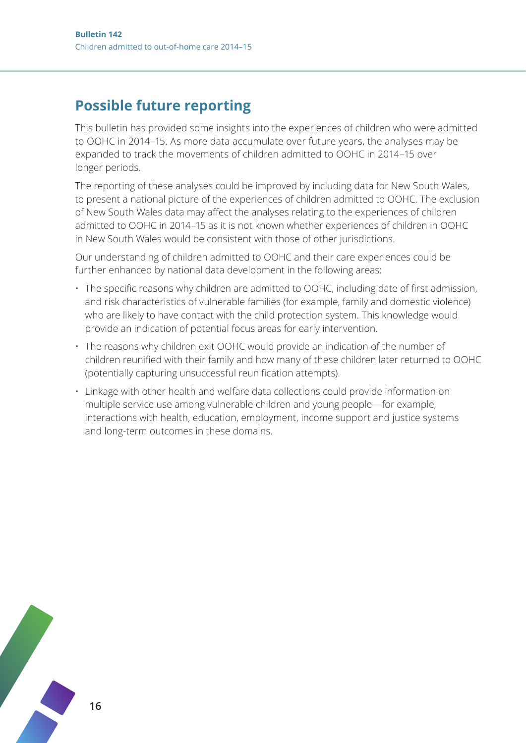## Possible future reporting

This bulletin has provided some insights into the experiences of children who were admitted to OOHC in 2014–15. As more data accumulate over future years, the analyses may be expanded to track the movements of children admitted to OOHC in 2014–15 over longer periods.

The reporting of these analyses could be improved by including data for New South Wales, to present a national picture of the experiences of children admitted to OOHC. The exclusion of New South Wales data may affect the analyses relating to the experiences of children admitted to OOHC in 2014–15 as it is not known whether experiences of children in OOHC in New South Wales would be consistent with those of other jurisdictions.

Our understanding of children admitted to OOHC and their care experiences could be further enhanced by national data development in the following areas:

- The specific reasons why children are admitted to OOHC, including date of first admission, and risk characteristics of vulnerable families (for example, family and domestic violence) who are likely to have contact with the child protection system. This knowledge would provide an indication of potential focus areas for early intervention.
- The reasons why children exit OOHC would provide an indication of the number of children reunified with their family and how many of these children later returned to OOHC (potentially capturing unsuccessful reunification attempts).
- Linkage with other health and welfare data collections could provide information on multiple service use among vulnerable children and young people—for example, interactions with health, education, employment, income support and justice systems and long-term outcomes in these domains.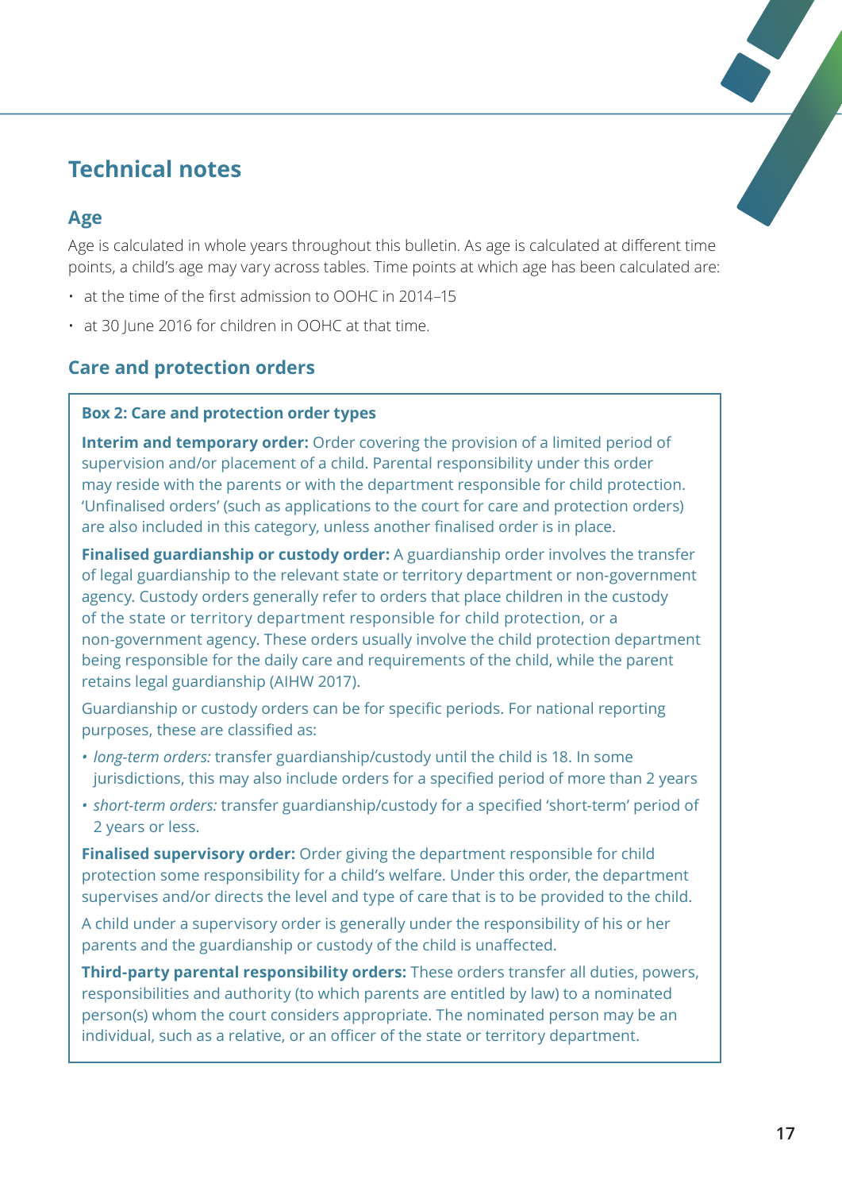# Technical notes

## Age

Age is calculated in whole years throughout this bulletin. As age is calculated at different time points, a child's age may vary across tables. Time points at which age has been calculated are:

- at the time of the first admission to OOHC in 2014–15
- at 30 June 2016 for children in OOHC at that time.

## Care and protection orders

**Box 2: Care and protection order types**

**Interim and temporary order:** Order covering the provision of a limited period of supervision and/or placement of a child. Parental responsibility under this order may reside with the parents or with the department responsible for child protection. 'Unfinalised orders' (such as applications to the court for care and protection orders) are also included in this category, unless another finalised order is in place.

**Finalised guardianship or custody order:** A guardianship order involves the transfer of legal guardianship to the relevant state or territory department or non-government agency. Custody orders generally refer to orders that place children in the custody of the state or territory department responsible for child protection, or a non-government agency. These orders usually involve the child protection department being responsible for the daily care and requirements of the child, while the parent retains legal guardianship (AIHW 2017).

Guardianship or custody orders can be for specific periods. For national reporting purposes, these are classified as:

- *long-term orders:* transfer guardianship/custody until the child is 18. In some jurisdictions, this may also include orders for a specified period of more than 2 years
- *short-term orders:* transfer guardianship/custody for a specified 'short-term' period of 2 years or less.

**Finalised supervisory order:** Order giving the department responsible for child protection some responsibility for a child's welfare. Under this order, the department supervises and/or directs the level and type of care that is to be provided to the child.

A child under a supervisory order is generally under the responsibility of his or her parents and the guardianship or custody of the child is unaffected.

**Third-party parental responsibility orders:** These orders transfer all duties, powers, responsibilities and authority (to which parents are entitled by law) to a nominated person(s) whom the court considers appropriate. The nominated person may be an individual, such as a relative, or an officer of the state or territory department.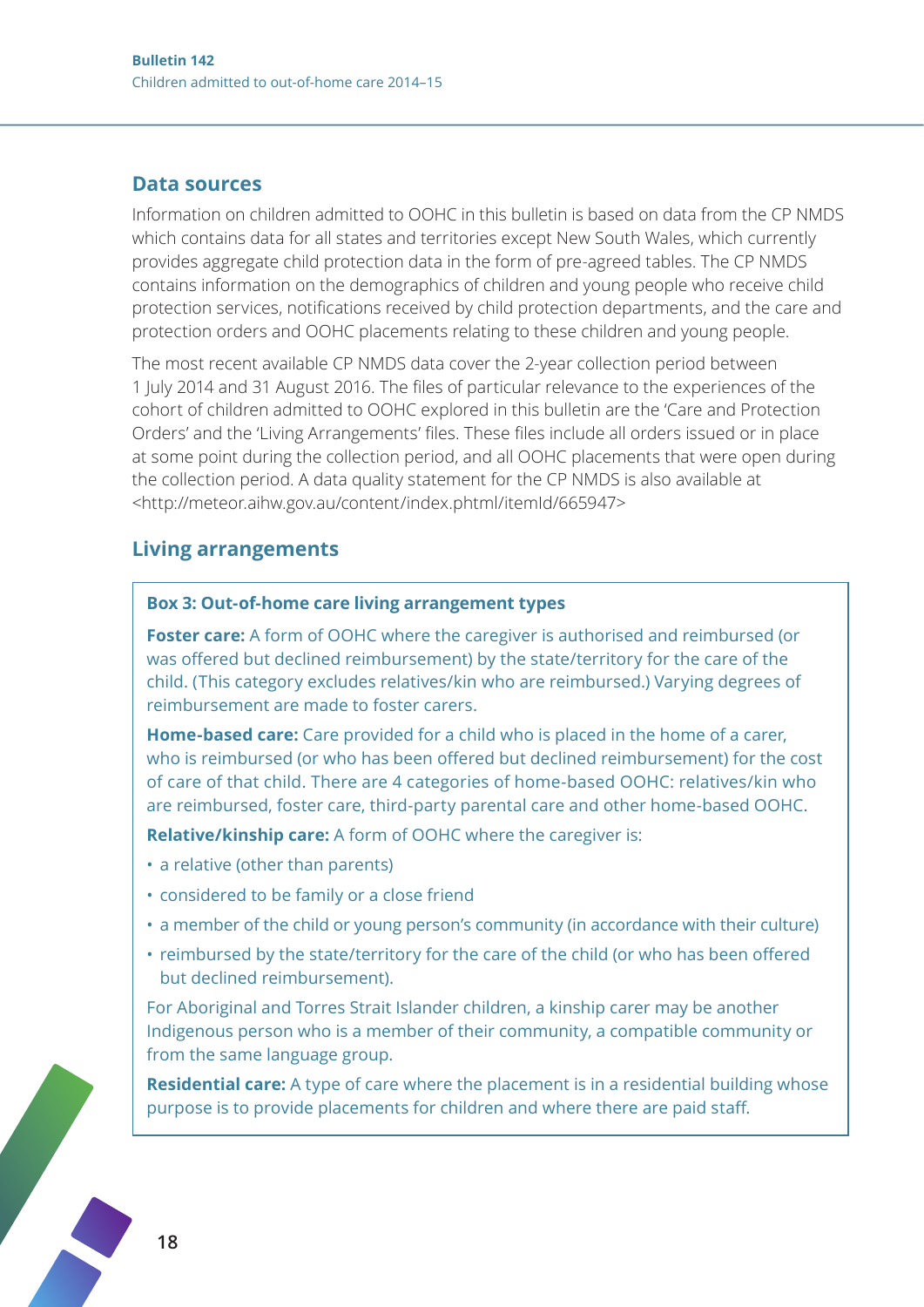## Data sources

Information on children admitted to OOHC in this bulletin is based on data from the CP NMDS which contains data for all states and territories except New South Wales, which currently provides aggregate child protection data in the form of pre-agreed tables. The CP NMDS contains information on the demographics of children and young people who receive child protection services, notifications received by child protection departments, and the care and protection orders and OOHC placements relating to these children and young people.

The most recent available CP NMDS data cover the 2-year collection period between 1 July 2014 and 31 August 2016. The files of particular relevance to the experiences of the cohort of children admitted to OOHC explored in this bulletin are the 'Care and Protection Orders' and the 'Living Arrangements' files. These files include all orders issued or in place at some point during the collection period, and all OOHC placements that were open during the collection period. A data quality statement for the CP NMDS is also available at <http://meteor.aihw.gov.au/content/index.phtml/itemId/665947>

## Living arrangements

### Box 3: Out-of-home care living arrangement types

**Foster care:** A form of OOHC where the caregiver is authorised and reimbursed (or was offered but declined reimbursement) by the state/territory for the care of the child. (This category excludes relatives/kin who are reimbursed.) Varying degrees of reimbursement are made to foster carers.

**Home-based care:** Care provided for a child who is placed in the home of a carer, who is reimbursed (or who has been offered but declined reimbursement) for the cost of care of that child. There are 4 categories of home-based OOHC: relatives/kin who are reimbursed, foster care, third-party parental care and other home-based OOHC.

**Relative/kinship care:** A form of OOHC where the caregiver is:

- a relative (other than parents)
- considered to be family or a close friend
- a member of the child or young person's community (in accordance with their culture)
- reimbursed by the state/territory for the care of the child (or who has been offered but declined reimbursement).

For Aboriginal and Torres Strait Islander children, a kinship carer may be another Indigenous person who is a member of their community, a compatible community or from the same language group.

**Residential care:** A type of care where the placement is in a residential building whose purpose is to provide placements for children and where there are paid staff.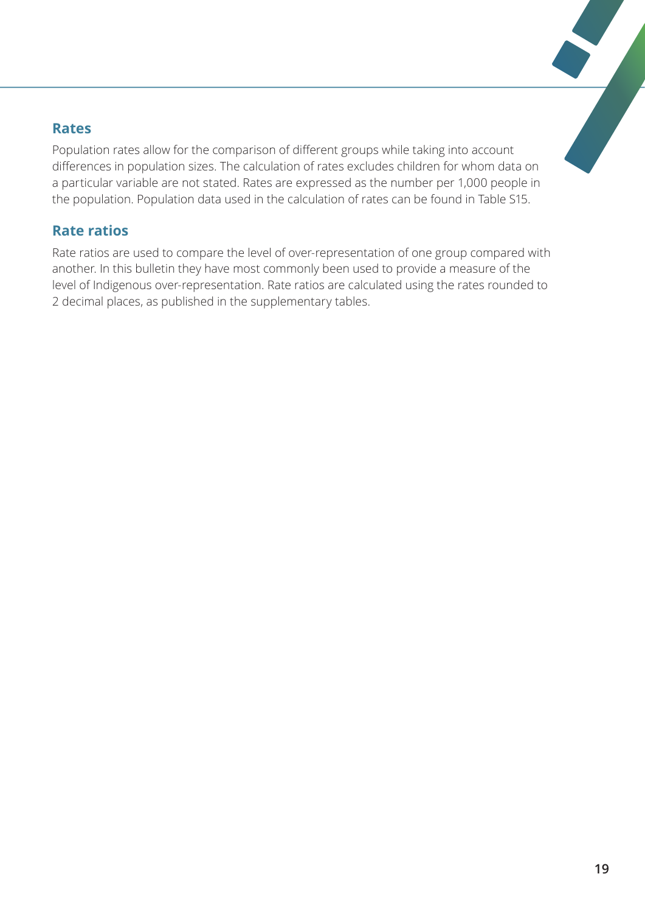## Rates

Population rates allow for the comparison of different groups while taking into account differences in population sizes. The calculation of rates excludes children for whom data on a particular variable are not stated. Rates are expressed as the number per 1,000 people in the population. Population data used in the calculation of rates can be found in Table S15.

## Rate ratios

Rate ratios are used to compare the level of over-representation of one group compared with another. In this bulletin they have most commonly been used to provide a measure of the level of Indigenous over-representation. Rate ratios are calculated using the rates rounded to 2 decimal places, as published in the supplementary tables.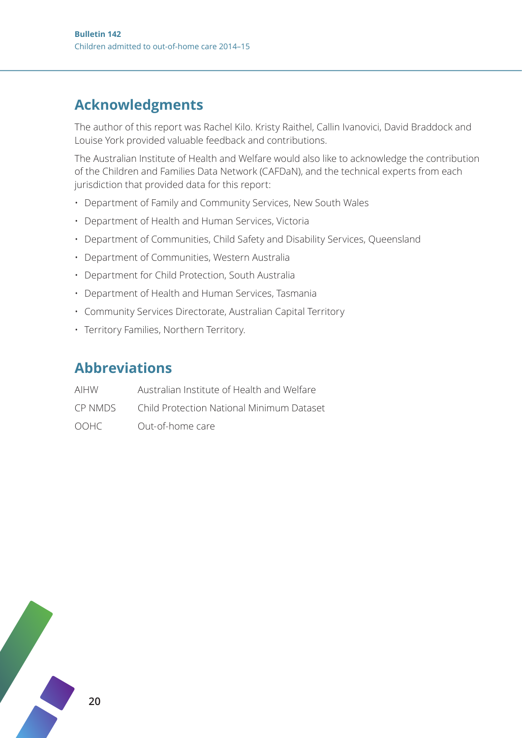## Acknowledgments

The author of this report was Rachel Kilo. Kristy Raithel, Callin Ivanovici, David Braddock and Louise York provided valuable feedback and contributions.

The Australian Institute of Health and Welfare would also like to acknowledge the contribution of the Children and Families Data Network (CAFDaN), and the technical experts from each jurisdiction that provided data for this report:

- Department of Family and Community Services, New South Wales
- Department of Health and Human Services, Victoria
- Department of Communities, Child Safety and Disability Services, Queensland
- Department of Communities, Western Australia
- Department for Child Protection, South Australia
- Department of Health and Human Services, Tasmania
- Community Services Directorate, Australian Capital Territory
- Territory Families, Northern Territory.

## Abbreviations

| | |
|---|---|
| AIHW | Australian Institute of Health and Welfare |
| CP NMDS | Child Protection National Minimum Dataset |
| OOHC | Out-of-home care |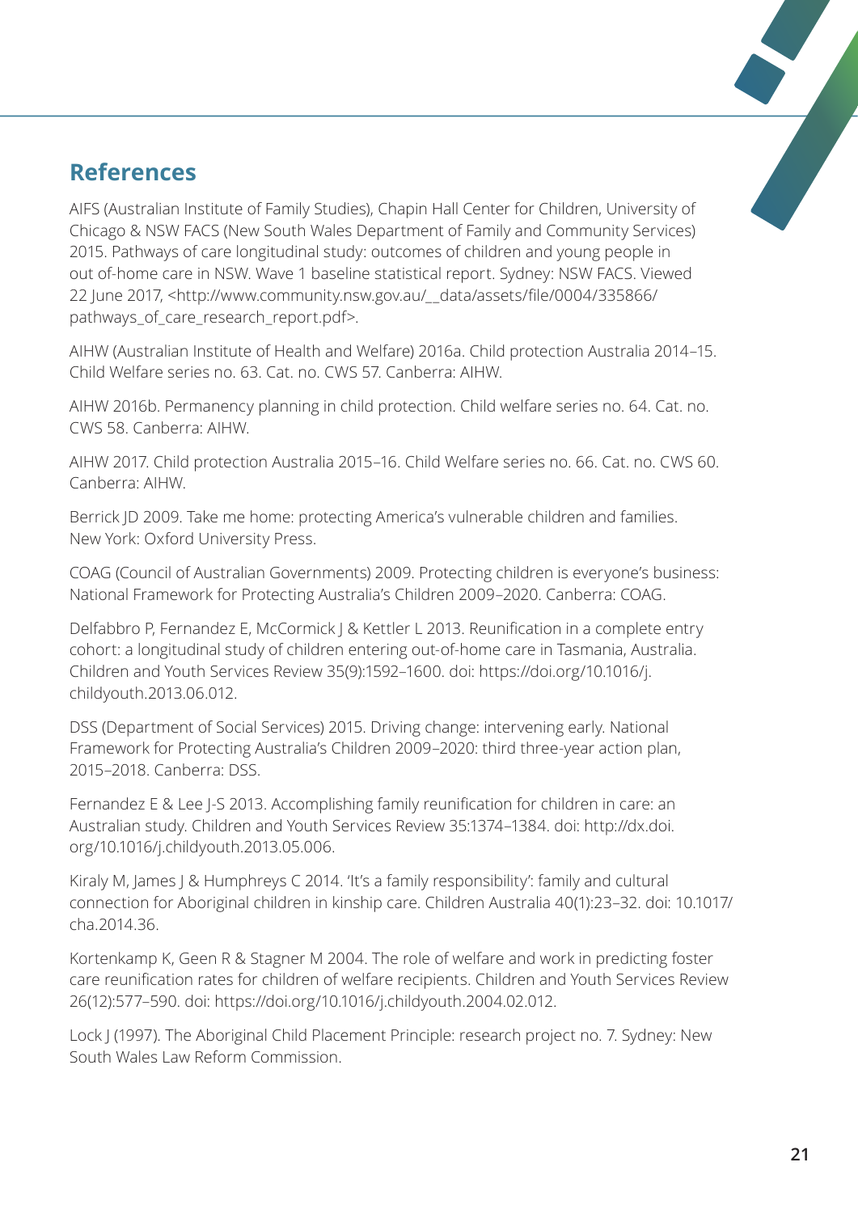## References

AIFS (Australian Institute of Family Studies), Chapin Hall Center for Children, University of Chicago & NSW FACS (New South Wales Department of Family and Community Services) 2015. Pathways of care longitudinal study: outcomes of children and young people in out-of-home care in NSW. Wave 1 baseline statistical report. Sydney: NSW FACS. Viewed 22 June 2017, <http://www.community.nsw.gov.au/__data/assets/file/0004/335866/pathways_of_care_research_report.pdf>.

AIHW (Australian Institute of Health and Welfare) 2016a. Child protection Australia 2014–15. Child Welfare series no. 63. Cat. no. CWS 57. Canberra: AIHW.

AIHW 2016b. Permanency planning in child protection. Child welfare series no. 64. Cat. no. CWS 58. Canberra: AIHW.

AIHW 2017. Child protection Australia 2015–16. Child Welfare series no. 66. Cat. no. CWS 60. Canberra: AIHW.

Berrick JD 2009. Take me home: protecting America's vulnerable children and families. New York: Oxford University Press.

COAG (Council of Australian Governments) 2009. Protecting children is everyone's business: National Framework for Protecting Australia's Children 2009–2020. Canberra: COAG.

Delfabbro P, Fernandez E, McCormick J & Kettler L 2013. Reunification in a complete entry cohort: a longitudinal study of children entering out-of-home care in Tasmania, Australia. Children and Youth Services Review 35(9):1592–1600. doi: https://doi.org/10.1016/j.childyouth.2013.06.012.

DSS (Department of Social Services) 2015. Driving change: intervening early. National Framework for Protecting Australia's Children 2009–2020: third three-year action plan, 2015–2018. Canberra: DSS.

Fernandez E & Lee J-S 2013. Accomplishing family reunification for children in care: an Australian study. Children and Youth Services Review 35:1374–1384. doi: http://dx.doi.org/10.1016/j.childyouth.2013.05.006.

Kiraly M, James J & Humphreys C 2014. 'It's a family responsibility': family and cultural connection for Aboriginal children in kinship care. Children Australia 40(1):23–32. doi: 10.1017/cha.2014.36.

Kortenkamp K, Geen R & Stagner M 2004. The role of welfare and work in predicting foster care reunification rates for children of welfare recipients. Children and Youth Services Review 26(12):577–590. doi: https://doi.org/10.1016/j.childyouth.2004.02.012.

Lock J (1997). The Aboriginal Child Placement Principle: research project no. 7. Sydney: New South Wales Law Reform Commission.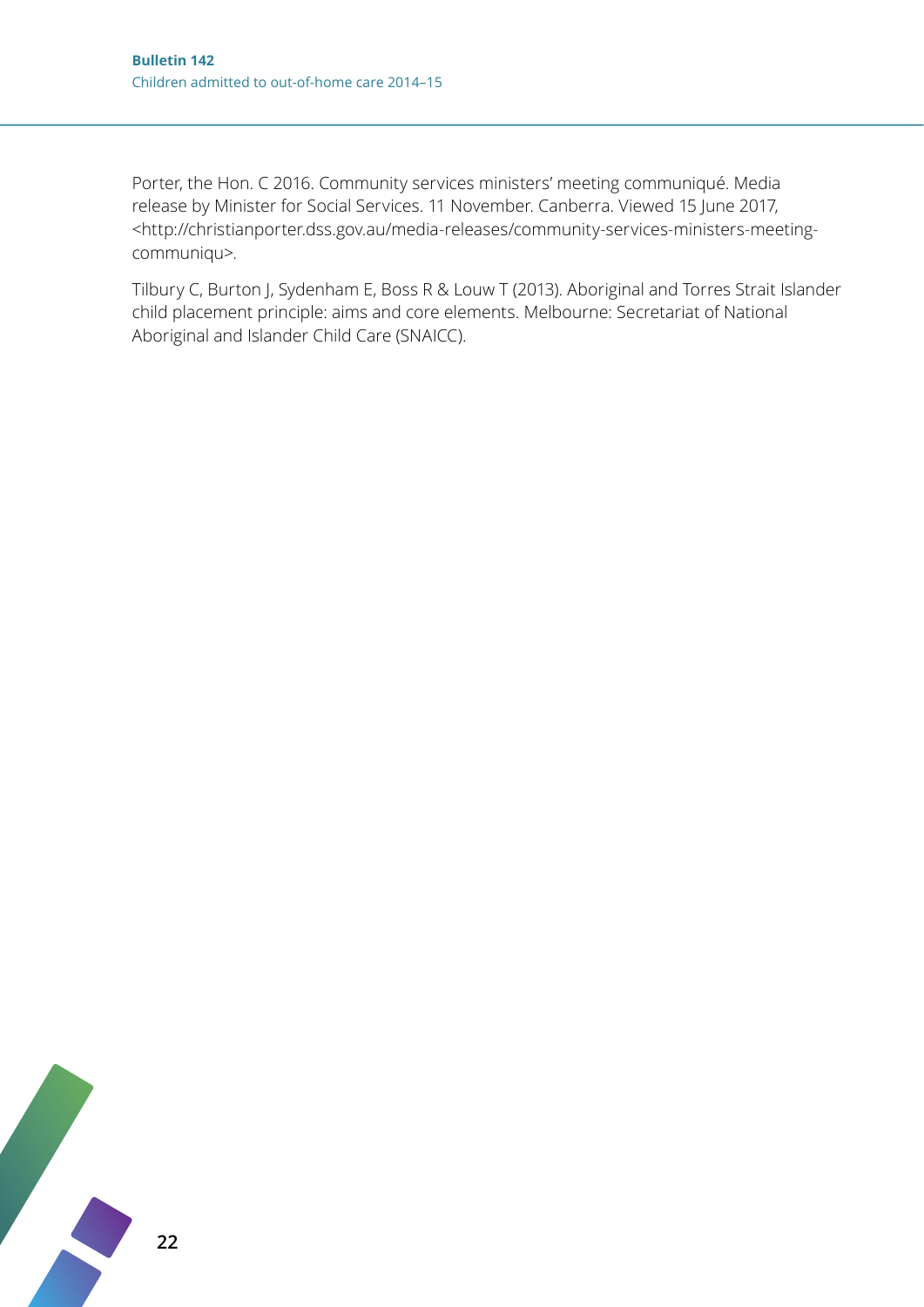Porter, the Hon. C 2016. Community services ministers' meeting communiqué. Media release by Minister for Social Services. 11 November. Canberra. Viewed 15 June 2017, <http://christianporter.dss.gov.au/media-releases/community-services-ministers-meeting-communiqu>.

Tilbury C, Burton J, Sydenham E, Boss R & Louw T (2013). Aboriginal and Torres Strait Islander child placement principle: aims and core elements. Melbourne: Secretariat of National Aboriginal and Islander Child Care (SNAICC).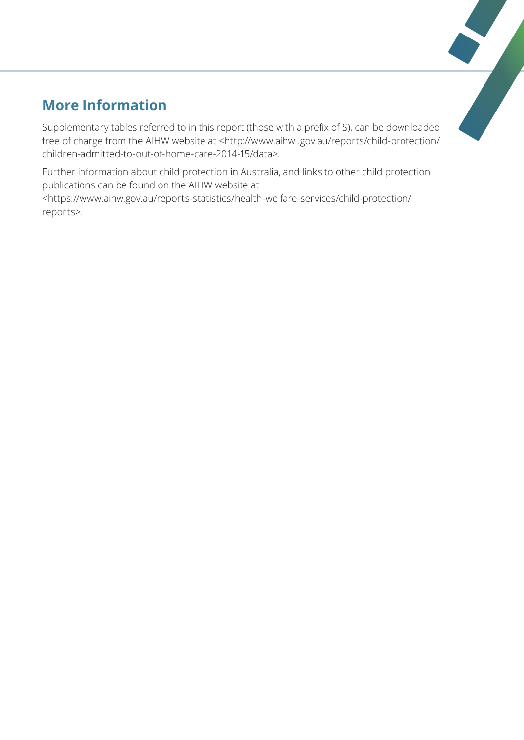## More Information

Supplementary tables referred to in this report (those with a prefix of S), can be downloaded free of charge from the AIHW website at <http://www.aihw .gov.au/reports/child-protection/children-admitted-to-out-of-home-care-2014-15/data>.

Further information about child protection in Australia, and links to other child protection publications can be found on the AIHW website at <https://www.aihw.gov.au/reports-statistics/health-welfare-services/child-protection/reports>.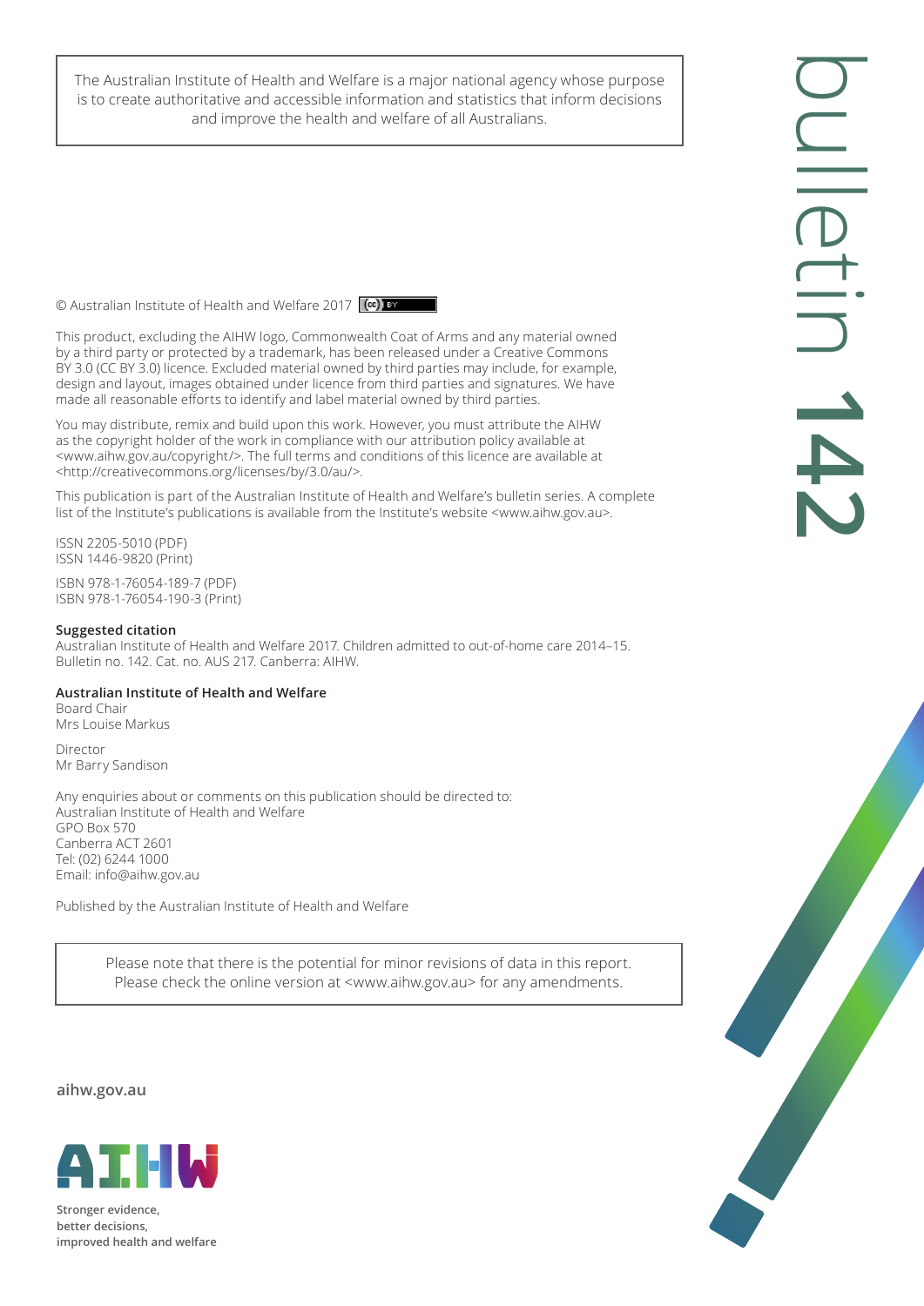The Australian Institute of Health and Welfare is a major national agency whose purpose is to create authoritative and accessible information and statistics that inform decisions and improve the health and welfare of all Australians.

© Australian Institute of Health and Welfare 2017

This product, excluding the AIHW logo, Commonwealth Coat of Arms and any material owned by a third party or protected by a trademark, has been released under a Creative Commons BY 3.0 (CC BY 3.0) licence. Excluded material owned by third parties may include, for example, design and layout, images obtained under licence from third parties and signatures. We have made all reasonable efforts to identify and label material owned by third parties.

You may distribute, remix and build upon this work. However, you must attribute the AIHW as the copyright holder of the work in compliance with our attribution policy available at <www.aihw.gov.au/copyright/>. The full terms and conditions of this licence are available at <http://creativecommons.org/licenses/by/3.0/au/>.

This publication is part of the Australian Institute of Health and Welfare's bulletin series. A complete list of the Institute's publications is available from the Institute's website <www.aihw.gov.au>.

ISSN 2205-5010 (PDF)
ISSN 1446-9820 (Print)

ISBN 978-1-76054-189-7 (PDF)
ISBN 978-1-76054-190-3 (Print)

**Suggested citation**
Australian Institute of Health and Welfare 2017. Children admitted to out-of-home care 2014–15. Bulletin no. 142. Cat. no. AUS 217. Canberra: AIHW.

**Australian Institute of Health and Welfare**
Board Chair
Mrs Louise Markus

Director
Mr Barry Sandison

Any enquiries about or comments on this publication should be directed to:
Australian Institute of Health and Welfare
GPO Box 570
Canberra ACT 2601
Tel: (02) 6244 1000
Email: info@aihw.gov.au

Published by the Australian Institute of Health and Welfare

Please note that there is the potential for minor revisions of data in this report. Please check the online version at <www.aihw.gov.au> for any amendments.

bulletin 142

**aihw.gov.au**

AIHW

**Stronger evidence, better decisions, improved health and welfare**